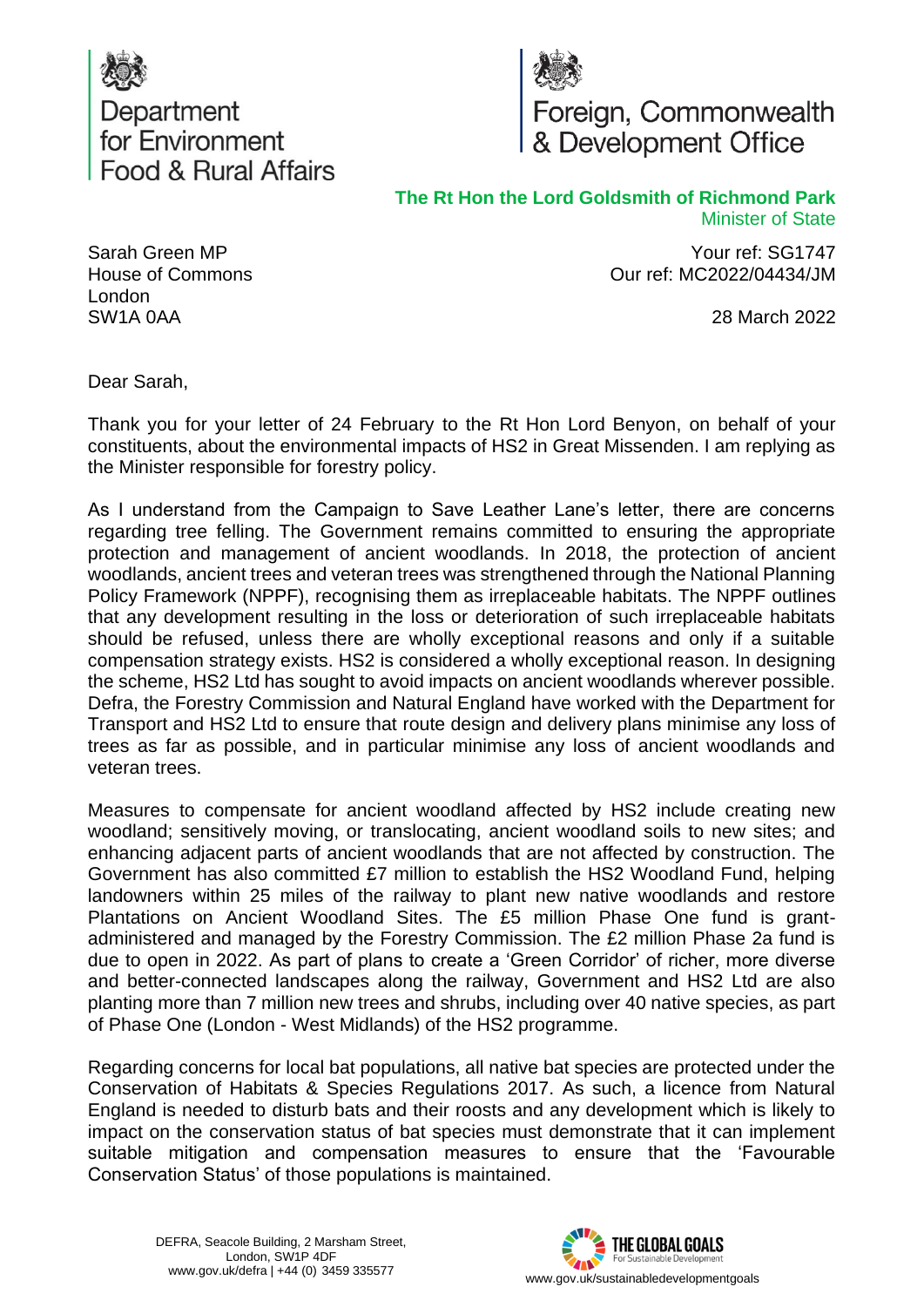Department for Environment Food & Rural Affairs

Foreign, Commonwealth & Development Office

**The Rt Hon the Lord Goldsmith of Richmond Park**
Minister of State

Sarah Green MP
House of Commons
London
SW1A 0AA

Your ref: SG1747
Our ref: MC2022/04434/JM

28 March 2022

Dear Sarah,

Thank you for your letter of 24 February to the Rt Hon Lord Benyon, on behalf of your constituents, about the environmental impacts of HS2 in Great Missenden. I am replying as the Minister responsible for forestry policy.

As I understand from the Campaign to Save Leather Lane's letter, there are concerns regarding tree felling. The Government remains committed to ensuring the appropriate protection and management of ancient woodlands. In 2018, the protection of ancient woodlands, ancient trees and veteran trees was strengthened through the National Planning Policy Framework (NPPF), recognising them as irreplaceable habitats. The NPPF outlines that any development resulting in the loss or deterioration of such irreplaceable habitats should be refused, unless there are wholly exceptional reasons and only if a suitable compensation strategy exists. HS2 is considered a wholly exceptional reason. In designing the scheme, HS2 Ltd has sought to avoid impacts on ancient woodlands wherever possible. Defra, the Forestry Commission and Natural England have worked with the Department for Transport and HS2 Ltd to ensure that route design and delivery plans minimise any loss of trees as far as possible, and in particular minimise any loss of ancient woodlands and veteran trees.

Measures to compensate for ancient woodland affected by HS2 include creating new woodland; sensitively moving, or translocating, ancient woodland soils to new sites; and enhancing adjacent parts of ancient woodlands that are not affected by construction. The Government has also committed £7 million to establish the HS2 Woodland Fund, helping landowners within 25 miles of the railway to plant new native woodlands and restore Plantations on Ancient Woodland Sites. The £5 million Phase One fund is grant-administered and managed by the Forestry Commission. The £2 million Phase 2a fund is due to open in 2022. As part of plans to create a 'Green Corridor' of richer, more diverse and better-connected landscapes along the railway, Government and HS2 Ltd are also planting more than 7 million new trees and shrubs, including over 40 native species, as part of Phase One (London - West Midlands) of the HS2 programme.

Regarding concerns for local bat populations, all native bat species are protected under the Conservation of Habitats & Species Regulations 2017. As such, a licence from Natural England is needed to disturb bats and their roosts and any development which is likely to impact on the conservation status of bat species must demonstrate that it can implement suitable mitigation and compensation measures to ensure that the 'Favourable Conservation Status' of those populations is maintained.

DEFRA, Seacole Building, 2 Marsham Street, London, SW1P 4DF
www.gov.uk/defra | +44 (0) 3459 335577

THE GLOBAL GOALS For Sustainable Development
www.gov.uk/sustainabledevelopmentgoals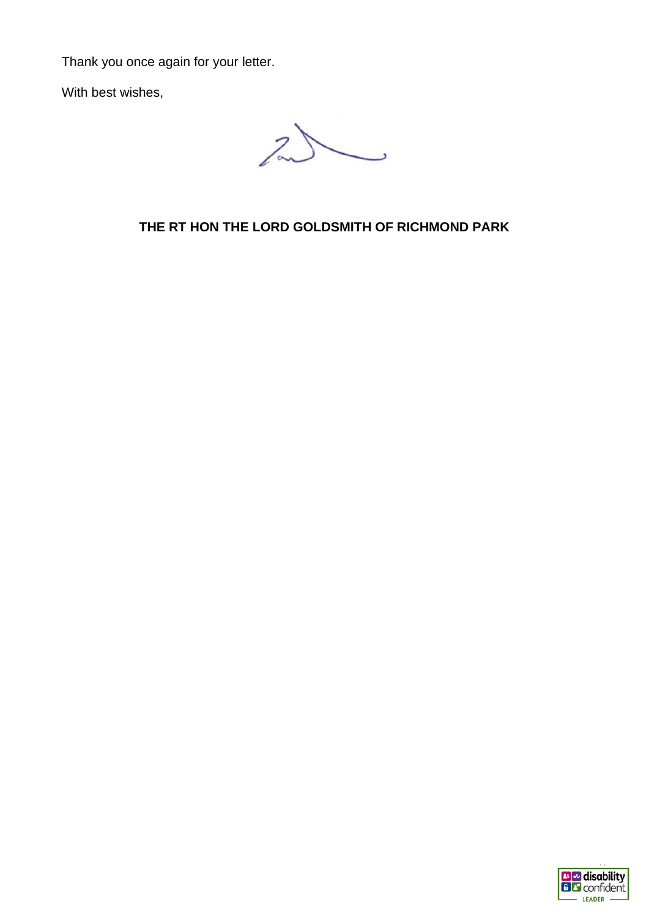Thank you once again for your letter.

With best wishes,

**THE RT HON THE LORD GOLDSMITH OF RICHMOND PARK**